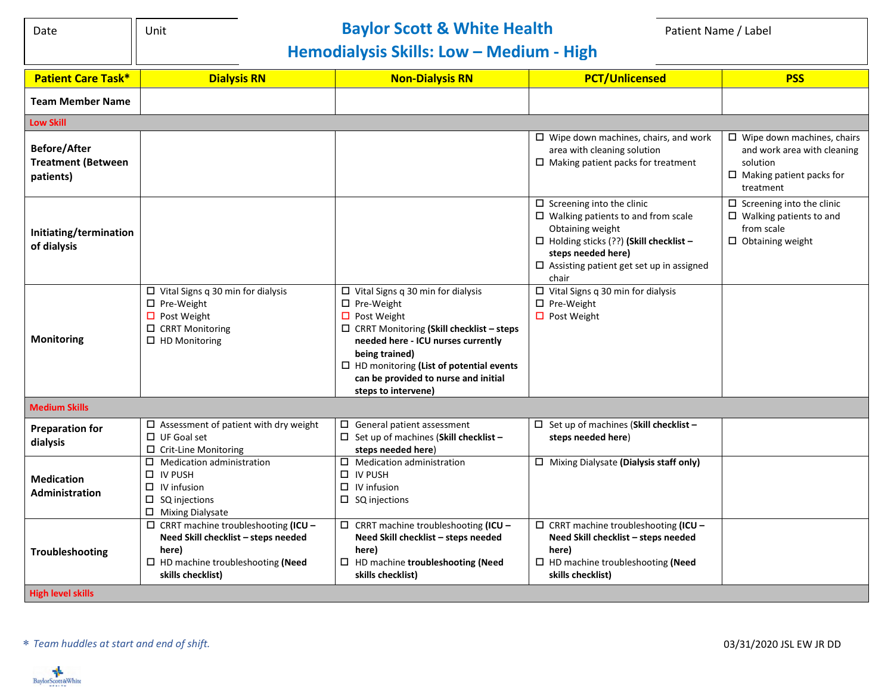| Date | Unit | **Baylor Scott & White Health**<br>**Hemodialysis Skills: Low – Medium - High** | Patient Name / Label |
|---|---|---|---|

| **Patient Care Task*** | **Dialysis RN** | **Non-Dialysis RN** | **PCT/Unlicensed** | **PSS** |
|---|---|---|---|---|
| **Team Member Name** | | | | |
| **Low Skill** | | | | |
| **Before/After Treatment (Between patients)** | | | ☐ Wipe down machines, chairs, and work area with cleaning solution<br>☐ Making patient packs for treatment | ☐ Wipe down machines, chairs and work area with cleaning solution<br>☐ Making patient packs for treatment |
| **Initiating/termination of dialysis** | | | ☐ Screening into the clinic<br>☐ Walking patients to and from scale Obtaining weight<br>☐ Holding sticks (??) **(Skill checklist – steps needed here)**<br>☐ Assisting patient get set up in assigned chair | ☐ Screening into the clinic<br>☐ Walking patients to and from scale<br>☐ Obtaining weight |
| **Monitoring** | ☐ Vital Signs q 30 min for dialysis<br>☐ Pre-Weight<br>☐ Post Weight<br>☐ CRRT Monitoring<br>☐ HD Monitoring | ☐ Vital Signs q 30 min for dialysis<br>☐ Pre-Weight<br>☐ Post Weight<br>☐ CRRT Monitoring **(Skill checklist – steps needed here - ICU nurses currently being trained)**<br>☐ HD monitoring **(List of potential events can be provided to nurse and initial steps to intervene)** | ☐ Vital Signs q 30 min for dialysis<br>☐ Pre-Weight<br>☐ Post Weight | |
| **Medium Skills** | | | | |
| **Preparation for dialysis** | ☐ Assessment of patient with dry weight<br>☐ UF Goal set<br>☐ Crit-Line Monitoring | ☐ General patient assessment<br>☐ Set up of machines (**Skill checklist – steps needed here**) | ☐ Set up of machines (**Skill checklist – steps needed here**) | |
| **Medication Administration** | ☐ Medication administration<br>☐ IV PUSH<br>☐ IV infusion<br>☐ SQ injections<br>☐ Mixing Dialysate | ☐ Medication administration<br>☐ IV PUSH<br>☐ IV infusion<br>☐ SQ injections | ☐ Mixing Dialysate **(Dialysis staff only)** | |
| **Troubleshooting** | ☐ CRRT machine troubleshooting **(ICU – Need Skill checklist – steps needed here)**<br>☐ HD machine troubleshooting **(Need skills checklist)** | ☐ CRRT machine troubleshooting **(ICU – Need Skill checklist – steps needed here)**<br>☐ HD machine **troubleshooting (Need skills checklist)** | ☐ CRRT machine troubleshooting **(ICU – Need Skill checklist – steps needed here)**<br>☐ HD machine troubleshooting **(Need skills checklist)** | |
| **High level skills** | | | | |

*\* Team huddles at start and end of shift.*

03/31/2020 JSL EW JR DD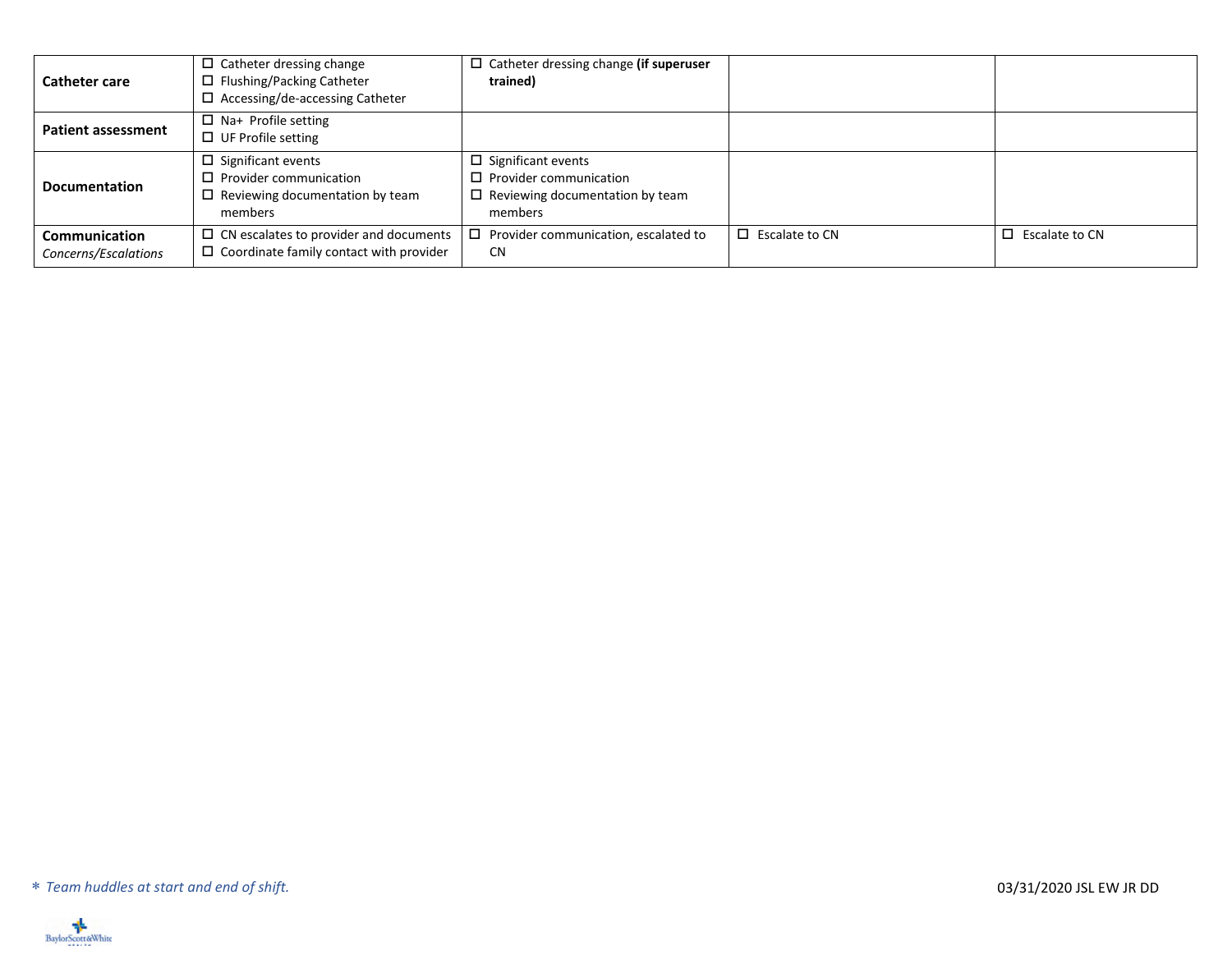| | | | | |
|---|---|---|---|---|
| **Catheter care** | ☐ Catheter dressing change<br>☐ Flushing/Packing Catheter<br>☐ Accessing/de-accessing Catheter | ☐ Catheter dressing change **(if superuser trained)** | | |
| **Patient assessment** | ☐ Na+ Profile setting<br>☐ UF Profile setting | | | |
| **Documentation** | ☐ Significant events<br>☐ Provider communication<br>☐ Reviewing documentation by team members | ☐ Significant events<br>☐ Provider communication<br>☐ Reviewing documentation by team members | | |
| **Communication** *Concerns/Escalations* | ☐ CN escalates to provider and documents<br>☐ Coordinate family contact with provider | ☐ Provider communication, escalated to CN | ☐ Escalate to CN | ☐ Escalate to CN |

* *Team huddles at start and end of shift.*

03/31/2020 JSL EW JR DD